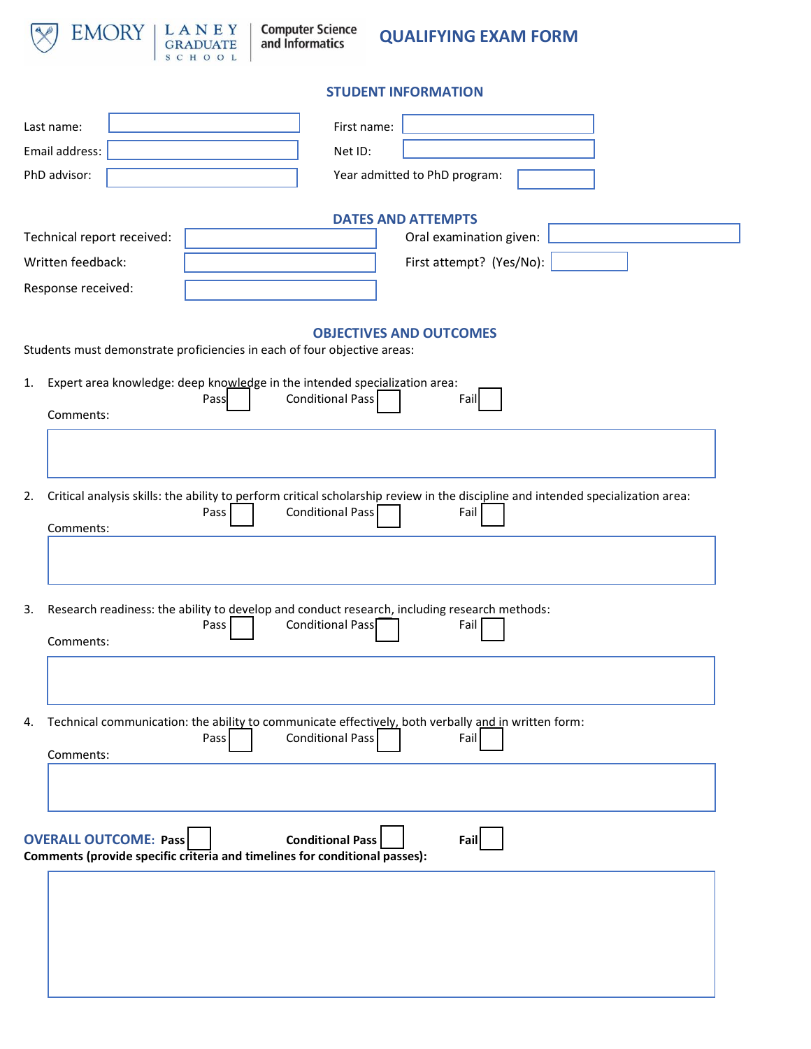EMORY | LANEY GRADUATE SCHOOL | Computer Science and Informatics

# QUALIFYING EXAM FORM

## STUDENT INFORMATION

Last name: ____________________ First name: ____________________

Email address: ____________________ Net ID: ____________________

PhD advisor: ____________________ Year admitted to PhD program: __________

## DATES AND ATTEMPTS

Technical report received: ____________________ Oral examination given: ____________________

Written feedback: ____________________ First attempt? (Yes/No): __________

Response received: ____________________

## OBJECTIVES AND OUTCOMES

Students must demonstrate proficiencies in each of four objective areas:

1. Expert area knowledge: deep knowledge in the intended specialization area:
   Pass ☐ Conditional Pass ☐ Fail ☐
   Comments:

2. Critical analysis skills: the ability to perform critical scholarship review in the discipline and intended specialization area:
   Pass ☐ Conditional Pass ☐ Fail ☐
   Comments:

3. Research readiness: the ability to develop and conduct research, including research methods:
   Pass ☐ Conditional Pass ☐ Fail ☐
   Comments:

4. Technical communication: the ability to communicate effectively, both verbally and in written form:
   Pass ☐ Conditional Pass ☐ Fail ☐
   Comments:

**OVERALL OUTCOME:** **Pass** ☐ **Conditional Pass** ☐ **Fail** ☐

**Comments (provide specific criteria and timelines for conditional passes):**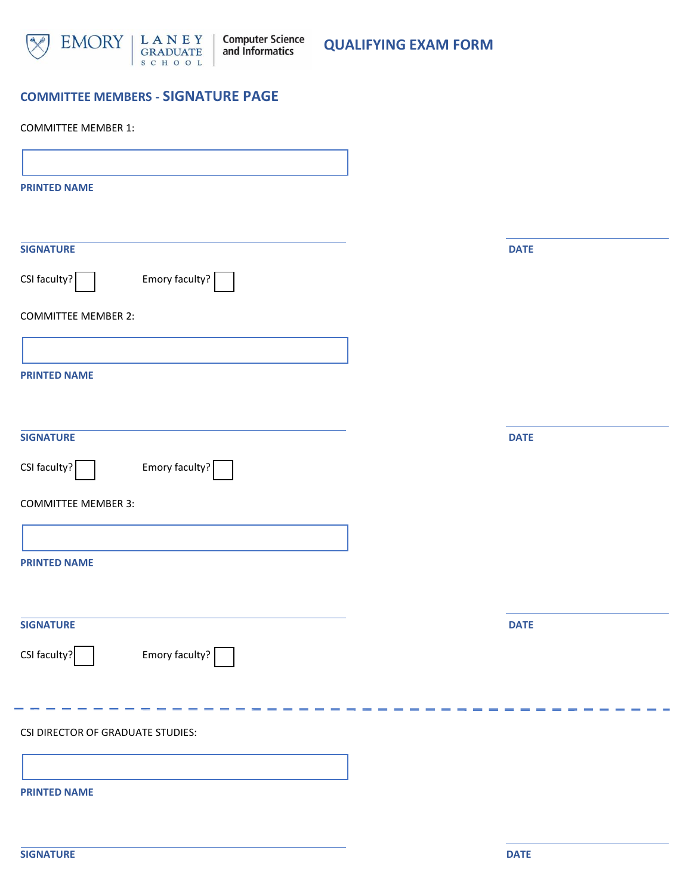EMORY | LANEY GRADUATE SCHOOL | Computer Science and Informatics

# QUALIFYING EXAM FORM

## COMMITTEE MEMBERS - SIGNATURE PAGE

COMMITTEE MEMBER 1:

**PRINTED NAME**

**SIGNATURE** **DATE**

CSI faculty? ☐ Emory faculty? ☐

COMMITTEE MEMBER 2:

**PRINTED NAME**

**SIGNATURE** **DATE**

CSI faculty? ☐ Emory faculty? ☐

COMMITTEE MEMBER 3:

**PRINTED NAME**

**SIGNATURE** **DATE**

CSI faculty? ☐ Emory faculty? ☐

---

CSI DIRECTOR OF GRADUATE STUDIES:

**PRINTED NAME**

**SIGNATURE** **DATE**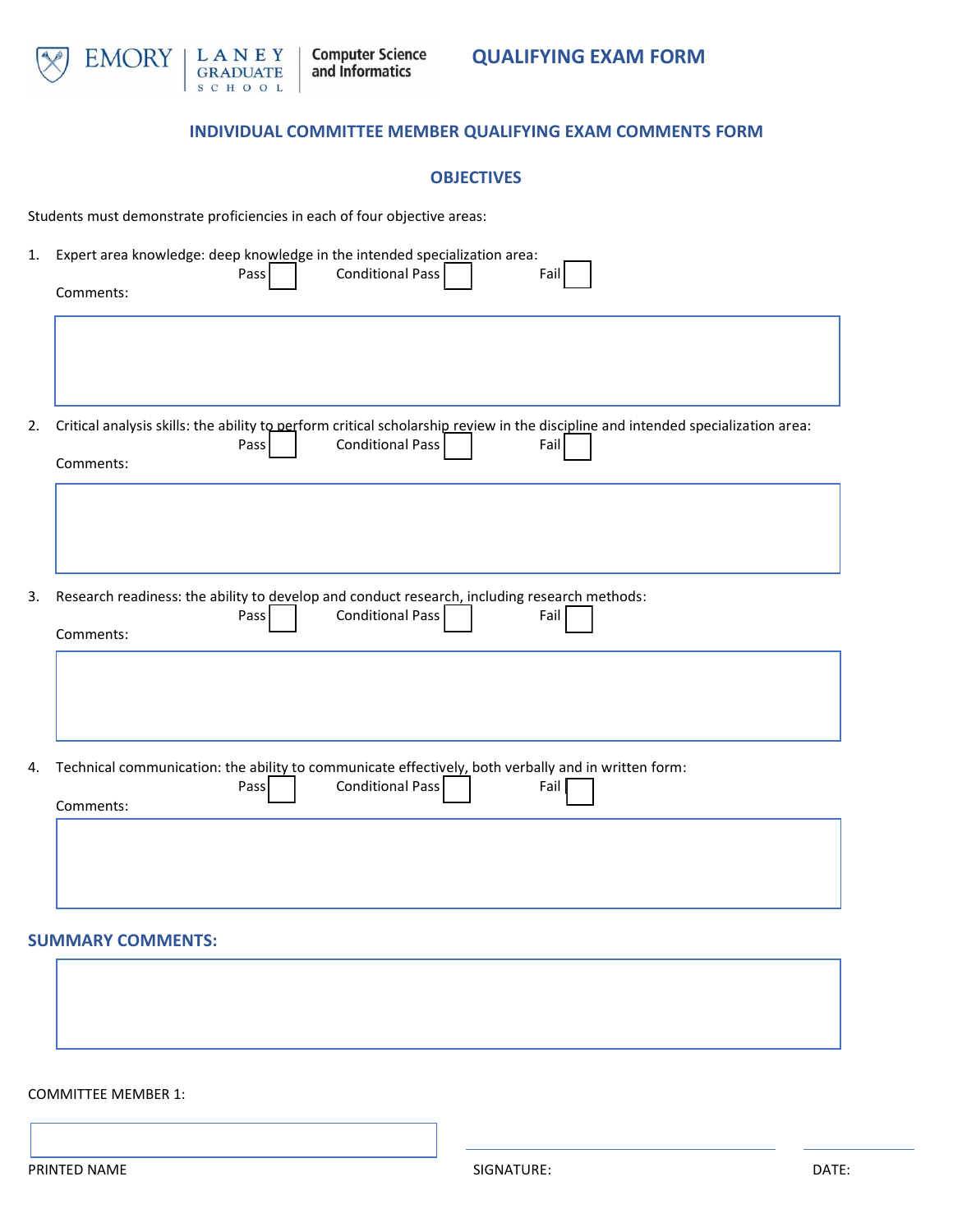EMORY | LANEY GRADUATE SCHOOL | Computer Science and Informatics

# QUALIFYING EXAM FORM

## INDIVIDUAL COMMITTEE MEMBER QUALIFYING EXAM COMMENTS FORM

### OBJECTIVES

Students must demonstrate proficiencies in each of four objective areas:

1. Expert area knowledge: deep knowledge in the intended specialization area:
   Pass ☐ Conditional Pass ☐ Fail ☐
   Comments:

2. Critical analysis skills: the ability to perform critical scholarship review in the discipline and intended specialization area:
   Pass ☐ Conditional Pass ☐ Fail ☐
   Comments:

3. Research readiness: the ability to develop and conduct research, including research methods:
   Pass ☐ Conditional Pass ☐ Fail ☐
   Comments:

4. Technical communication: the ability to communicate effectively, both verbally and in written form:
   Pass ☐ Conditional Pass ☐ Fail ☐
   Comments:

### SUMMARY COMMENTS:

COMMITTEE MEMBER 1:

PRINTED NAME ______________________ SIGNATURE: ______________________ DATE: __________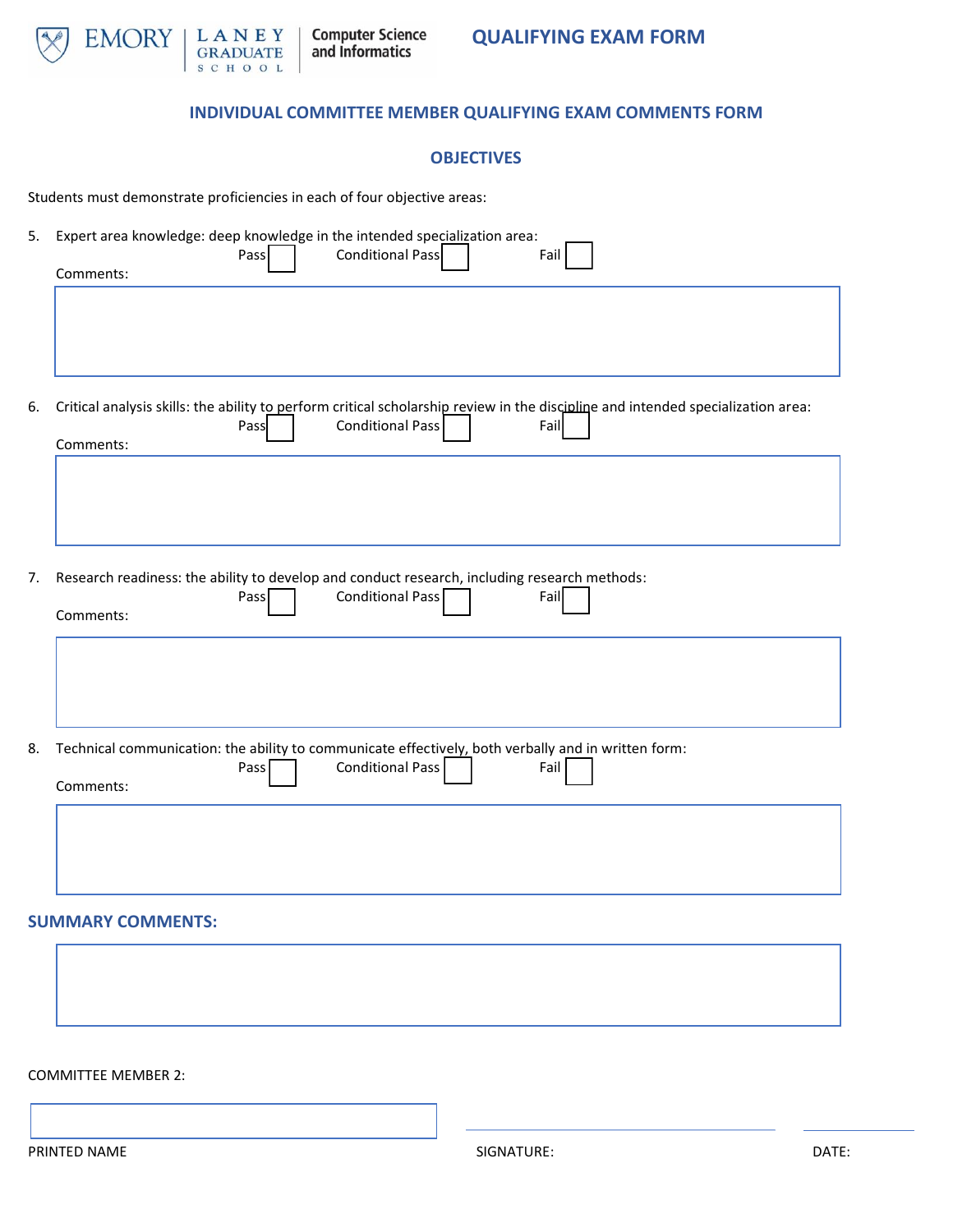EMORY | LANEY GRADUATE SCHOOL | Computer Science and Informatics

# QUALIFYING EXAM FORM

## INDIVIDUAL COMMITTEE MEMBER QUALIFYING EXAM COMMENTS FORM

## OBJECTIVES

Students must demonstrate proficiencies in each of four objective areas:

5. Expert area knowledge: deep knowledge in the intended specialization area:

   Pass ☐ Conditional Pass ☐ Fail ☐

   Comments:

6. Critical analysis skills: the ability to perform critical scholarship review in the discipline and intended specialization area:

   Pass ☐ Conditional Pass ☐ Fail ☐

   Comments:

7. Research readiness: the ability to develop and conduct research, including research methods:

   Pass ☐ Conditional Pass ☐ Fail ☐

   Comments:

8. Technical communication: the ability to communicate effectively, both verbally and in written form:

   Pass ☐ Conditional Pass ☐ Fail ☐

   Comments:

## SUMMARY COMMENTS:

COMMITTEE MEMBER 2:

PRINTED NAME

SIGNATURE:

DATE: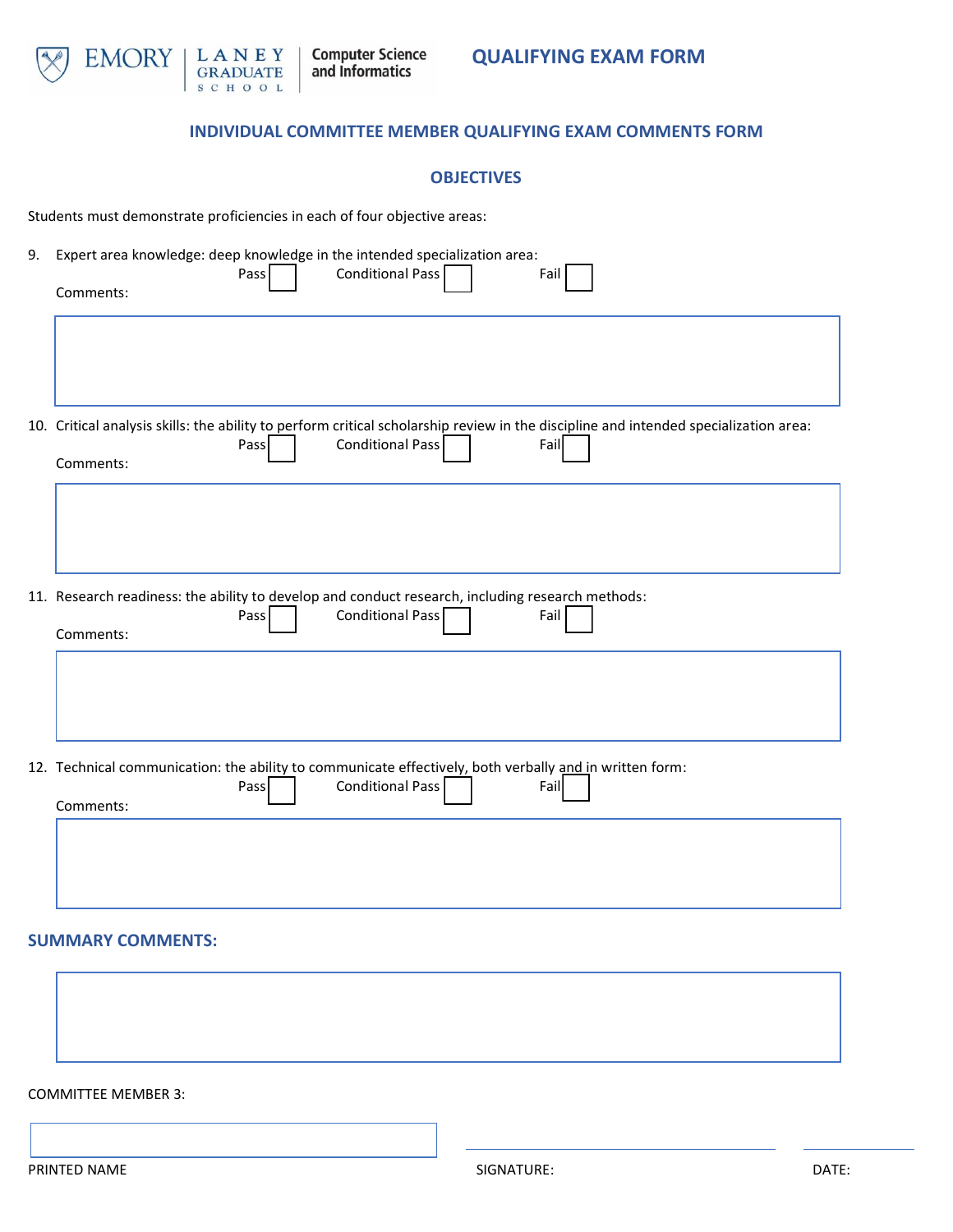EMORY | LANEY GRADUATE SCHOOL | Computer Science and Informatics

# QUALIFYING EXAM FORM

## INDIVIDUAL COMMITTEE MEMBER QUALIFYING EXAM COMMENTS FORM

## OBJECTIVES

Students must demonstrate proficiencies in each of four objective areas:

9. Expert area knowledge: deep knowledge in the intended specialization area:

   Pass ☐ Conditional Pass ☐ Fail ☐

   Comments:

10. Critical analysis skills: the ability to perform critical scholarship review in the discipline and intended specialization area:

    Pass ☐ Conditional Pass ☐ Fail ☐

    Comments:

11. Research readiness: the ability to develop and conduct research, including research methods:

    Pass ☐ Conditional Pass ☐ Fail ☐

    Comments:

12. Technical communication: the ability to communicate effectively, both verbally and in written form:

    Pass ☐ Conditional Pass ☐ Fail ☐

    Comments:

## SUMMARY COMMENTS:

COMMITTEE MEMBER 3:

PRINTED NAME SIGNATURE: DATE: